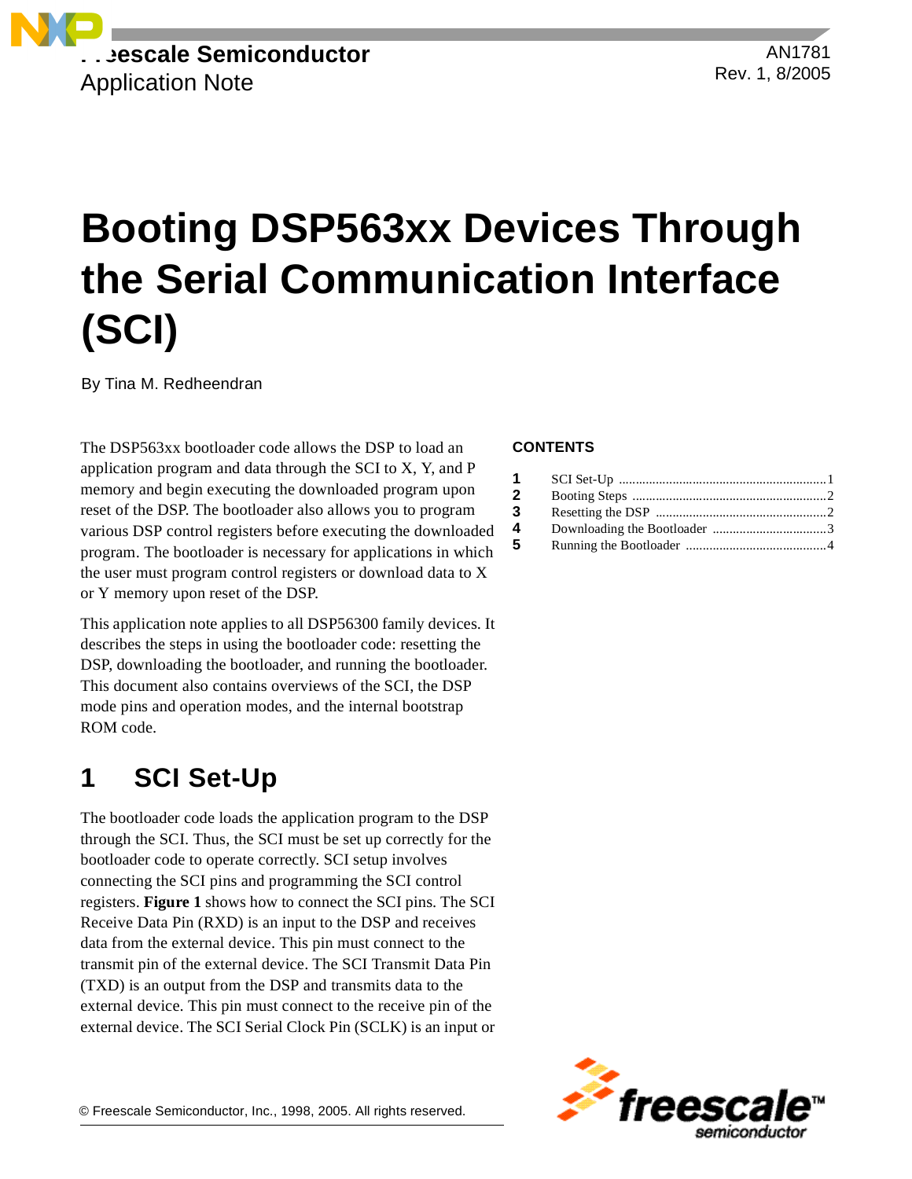Freescale Semiconductor
Application Note

AN1781
Rev. 1, 8/2005

# Booting DSP563xx Devices Through the Serial Communication Interface (SCI)

By Tina M. Redheendran

The DSP563xx bootloader code allows the DSP to load an application program and data through the SCI to X, Y, and P memory and begin executing the downloaded program upon reset of the DSP. The bootloader also allows you to program various DSP control registers before executing the downloaded program. The bootloader is necessary for applications in which the user must program control registers or download data to X or Y memory upon reset of the DSP.

This application note applies to all DSP56300 family devices. It describes the steps in using the bootloader code: resetting the DSP, downloading the bootloader, and running the bootloader. This document also contains overviews of the SCI, the DSP mode pins and operation modes, and the internal bootstrap ROM code.

**CONTENTS**

| | | |
|---|---|---|
| **1** | SCI Set-Up | 1 |
| **2** | Booting Steps | 2 |
| **3** | Resetting the DSP | 2 |
| **4** | Downloading the Bootloader | 3 |
| **5** | Running the Bootloader | 4 |

## 1 SCI Set-Up

The bootloader code loads the application program to the DSP through the SCI. Thus, the SCI must be set up correctly for the bootloader code to operate correctly. SCI setup involves connecting the SCI pins and programming the SCI control registers. **Figure 1** shows how to connect the SCI pins. The SCI Receive Data Pin (RXD) is an input to the DSP and receives data from the external device. This pin must connect to the transmit pin of the external device. The SCI Transmit Data Pin (TXD) is an output from the DSP and transmits data to the external device. This pin must connect to the receive pin of the external device. The SCI Serial Clock Pin (SCLK) is an input or

© Freescale Semiconductor, Inc., 1998, 2005. All rights reserved.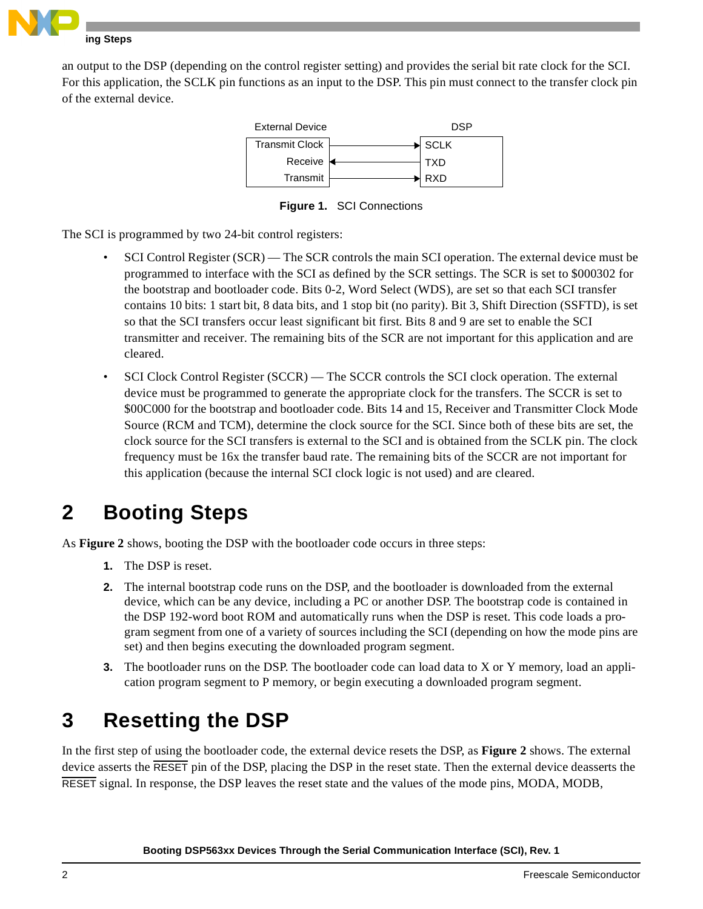an output to the DSP (depending on the control register setting) and provides the serial bit rate clock for the SCI. For this application, the SCLK pin functions as an input to the DSP. This pin must connect to the transfer clock pin of the external device.

External Device
Transmit Clock
Receive
Transmit
DSP
SCLK
TXD
RXD

**Figure 1.** SCI Connections

The SCI is programmed by two 24-bit control registers:

- SCI Control Register (SCR) — The SCR controls the main SCI operation. The external device must be programmed to interface with the SCI as defined by the SCR settings. The SCR is set to $000302 for the bootstrap and bootloader code. Bits 0-2, Word Select (WDS), are set so that each SCI transfer contains 10 bits: 1 start bit, 8 data bits, and 1 stop bit (no parity). Bit 3, Shift Direction (SSFTD), is set so that the SCI transfers occur least significant bit first. Bits 8 and 9 are set to enable the SCI transmitter and receiver. The remaining bits of the SCR are not important for this application and are cleared.
- SCI Clock Control Register (SCCR) — The SCCR controls the SCI clock operation. The external device must be programmed to generate the appropriate clock for the transfers. The SCCR is set to $00C000 for the bootstrap and bootloader code. Bits 14 and 15, Receiver and Transmitter Clock Mode Source (RCM and TCM), determine the clock source for the SCI. Since both of these bits are set, the clock source for the SCI transfers is external to the SCI and is obtained from the SCLK pin. The clock frequency must be 16x the transfer baud rate. The remaining bits of the SCCR are not important for this application (because the internal SCI clock logic is not used) and are cleared.

# 2 Booting Steps

As **Figure 2** shows, booting the DSP with the bootloader code occurs in three steps:

1. The DSP is reset.
2. The internal bootstrap code runs on the DSP, and the bootloader is downloaded from the external device, which can be any device, including a PC or another DSP. The bootstrap code is contained in the DSP 192-word boot ROM and automatically runs when the DSP is reset. This code loads a program segment from one of a variety of sources including the SCI (depending on how the mode pins are set) and then begins executing the downloaded program segment.
3. The bootloader runs on the DSP. The bootloader code can load data to X or Y memory, load an application program segment to P memory, or begin executing a downloaded program segment.

# 3 Resetting the DSP

In the first step of using the bootloader code, the external device resets the DSP, as **Figure 2** shows. The external device asserts the RESET pin of the DSP, placing the DSP in the reset state. Then the external device deasserts the RESET signal. In response, the DSP leaves the reset state and the values of the mode pins, MODA, MODB,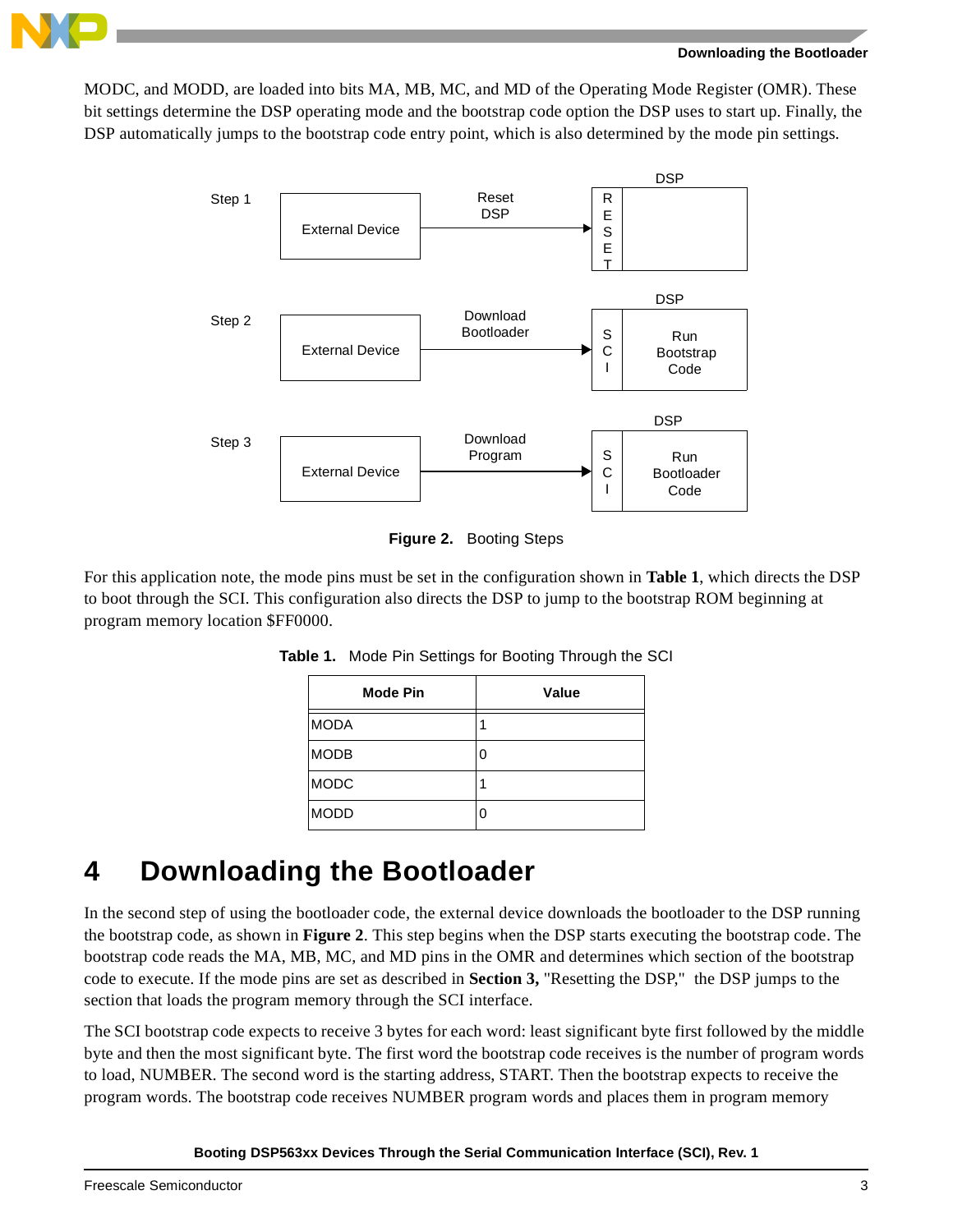MODC, and MODD, are loaded into bits MA, MB, MC, and MD of the Operating Mode Register (OMR). These bit settings determine the DSP operating mode and the bootstrap code option the DSP uses to start up. Finally, the DSP automatically jumps to the bootstrap code entry point, which is also determined by the mode pin settings.

Step 1

External Device

Reset DSP

DSP

RESET

Step 2

External Device

Download Bootloader

DSP

SCI

Run Bootstrap Code

Step 3

External Device

Download Program

DSP

SCI

Run Bootloader Code

**Figure 2.** Booting Steps

For this application note, the mode pins must be set in the configuration shown in **Table 1**, which directs the DSP to boot through the SCI. This configuration also directs the DSP to jump to the bootstrap ROM beginning at program memory location $FF0000.

**Table 1.** Mode Pin Settings for Booting Through the SCI

| Mode Pin | Value |
|---|---|
| MODA | 1 |
| MODB | 0 |
| MODC | 1 |
| MODD | 0 |

# 4 Downloading the Bootloader

In the second step of using the bootloader code, the external device downloads the bootloader to the DSP running the bootstrap code, as shown in **Figure 2**. This step begins when the DSP starts executing the bootstrap code. The bootstrap code reads the MA, MB, MC, and MD pins in the OMR and determines which section of the bootstrap code to execute. If the mode pins are set as described in **Section 3,** "Resetting the DSP," the DSP jumps to the section that loads the program memory through the SCI interface.

The SCI bootstrap code expects to receive 3 bytes for each word: least significant byte first followed by the middle byte and then the most significant byte. The first word the bootstrap code receives is the number of program words to load, NUMBER. The second word is the starting address, START. Then the bootstrap expects to receive the program words. The bootstrap code receives NUMBER program words and places them in program memory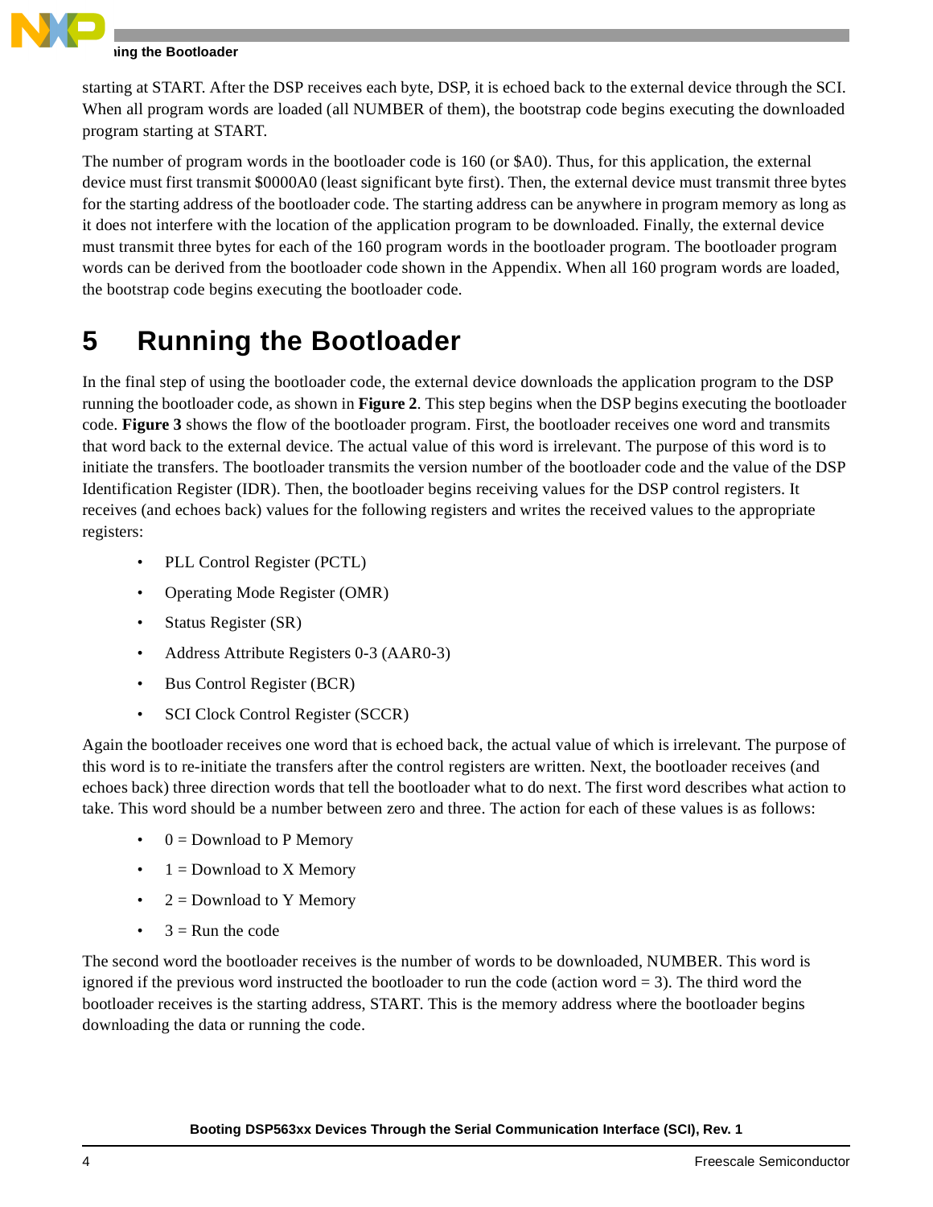starting at START. After the DSP receives each byte, DSP, it is echoed back to the external device through the SCI. When all program words are loaded (all NUMBER of them), the bootstrap code begins executing the downloaded program starting at START.

The number of program words in the bootloader code is 160 (or $A0). Thus, for this application, the external device must first transmit $0000A0 (least significant byte first). Then, the external device must transmit three bytes for the starting address of the bootloader code. The starting address can be anywhere in program memory as long as it does not interfere with the location of the application program to be downloaded. Finally, the external device must transmit three bytes for each of the 160 program words in the bootloader program. The bootloader program words can be derived from the bootloader code shown in the Appendix. When all 160 program words are loaded, the bootstrap code begins executing the bootloader code.

# 5 Running the Bootloader

In the final step of using the bootloader code, the external device downloads the application program to the DSP running the bootloader code, as shown in **Figure 2**. This step begins when the DSP begins executing the bootloader code. **Figure 3** shows the flow of the bootloader program. First, the bootloader receives one word and transmits that word back to the external device. The actual value of this word is irrelevant. The purpose of this word is to initiate the transfers. The bootloader transmits the version number of the bootloader code and the value of the DSP Identification Register (IDR). Then, the bootloader begins receiving values for the DSP control registers. It receives (and echoes back) values for the following registers and writes the received values to the appropriate registers:

- PLL Control Register (PCTL)
- Operating Mode Register (OMR)
- Status Register (SR)
- Address Attribute Registers 0-3 (AAR0-3)
- Bus Control Register (BCR)
- SCI Clock Control Register (SCCR)

Again the bootloader receives one word that is echoed back, the actual value of which is irrelevant. The purpose of this word is to re-initiate the transfers after the control registers are written. Next, the bootloader receives (and echoes back) three direction words that tell the bootloader what to do next. The first word describes what action to take. This word should be a number between zero and three. The action for each of these values is as follows:

- 0 = Download to P Memory
- 1 = Download to X Memory
- 2 = Download to Y Memory
- 3 = Run the code

The second word the bootloader receives is the number of words to be downloaded, NUMBER. This word is ignored if the previous word instructed the bootloader to run the code (action word = 3). The third word the bootloader receives is the starting address, START. This is the memory address where the bootloader begins downloading the data or running the code.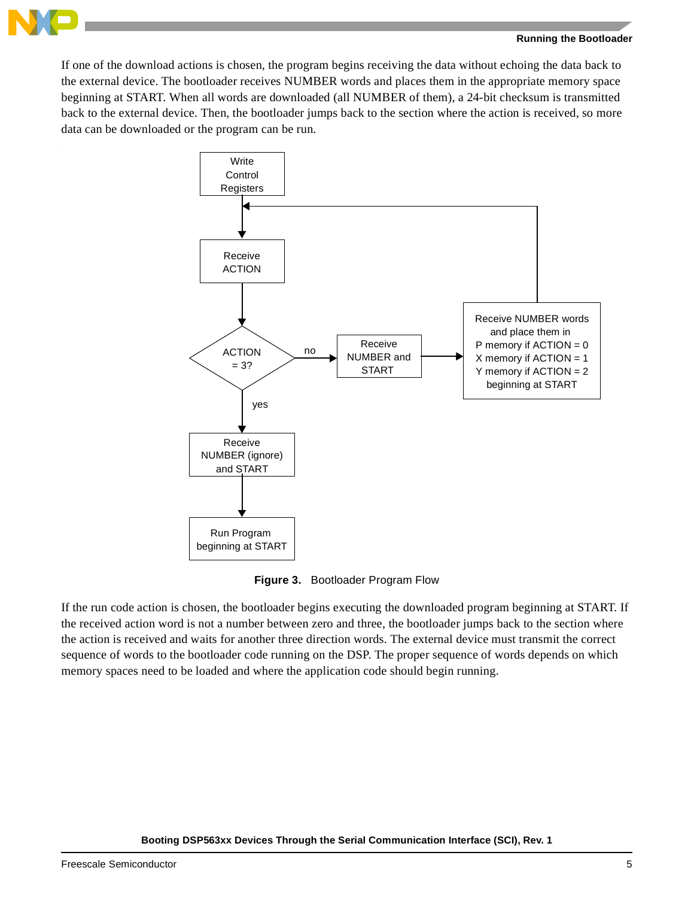If one of the download actions is chosen, the program begins receiving the data without echoing the data back to the external device. The bootloader receives NUMBER words and places them in the appropriate memory space beginning at START. When all words are downloaded (all NUMBER of them), a 24-bit checksum is transmitted back to the external device. Then, the bootloader jumps back to the section where the action is received, so more data can be downloaded or the program can be run.

Write Control Registers

Receive ACTION

ACTION = 3?

no

Receive NUMBER and START

Receive NUMBER words and place them in P memory if ACTION = 0 X memory if ACTION = 1 Y memory if ACTION = 2 beginning at START

yes

Receive NUMBER (ignore) and START

Run Program beginning at START

**Figure 3.** Bootloader Program Flow

If the run code action is chosen, the bootloader begins executing the downloaded program beginning at START. If the received action word is not a number between zero and three, the bootloader jumps back to the section where the action is received and waits for another three direction words. The external device must transmit the correct sequence of words to the bootloader code running on the DSP. The proper sequence of words depends on which memory spaces need to be loaded and where the application code should begin running.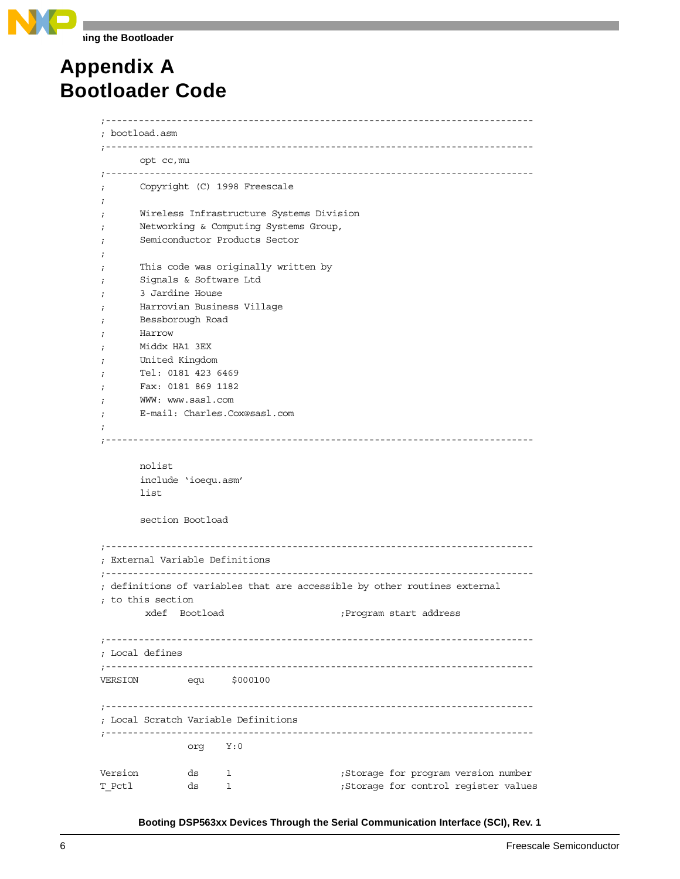# Appendix A
# Bootloader Code

```
;---------------------------------------------------------------------------
; bootload.asm
;---------------------------------------------------------------------------
        opt cc,mu
;---------------------------------------------------------------------------
;       Copyright (C) 1998 Freescale
;
;       Wireless Infrastructure Systems Division
;       Networking & Computing Systems Group,
;       Semiconductor Products Sector
;
;       This code was originally written by
;       Signals & Software Ltd
;       3 Jardine House
;       Harrovian Business Village
;       Bessborough Road
;       Harrow
;       Middx HA1 3EX
;       United Kingdom
;       Tel: 0181 423 6469
;       Fax: 0181 869 1182
;       WWW: www.sasl.com
;       E-mail: Charles.Cox@sasl.com
;
;---------------------------------------------------------------------------

        nolist
        include 'ioequ.asm'
        list

        section Bootload

;---------------------------------------------------------------------------
; External Variable Definitions
;---------------------------------------------------------------------------
; definitions of variables that are accessible by other routines external
; to this section
         xdef   Bootload                      ;Program start address

;---------------------------------------------------------------------------
; Local defines
;---------------------------------------------------------------------------
VERSION         equ     $000100

;---------------------------------------------------------------------------
; Local Scratch Variable Definitions
;---------------------------------------------------------------------------
                org     Y:0

Version         ds      1                     ;Storage for program version number
T_Pctl          ds      1                     ;Storage for control register values
```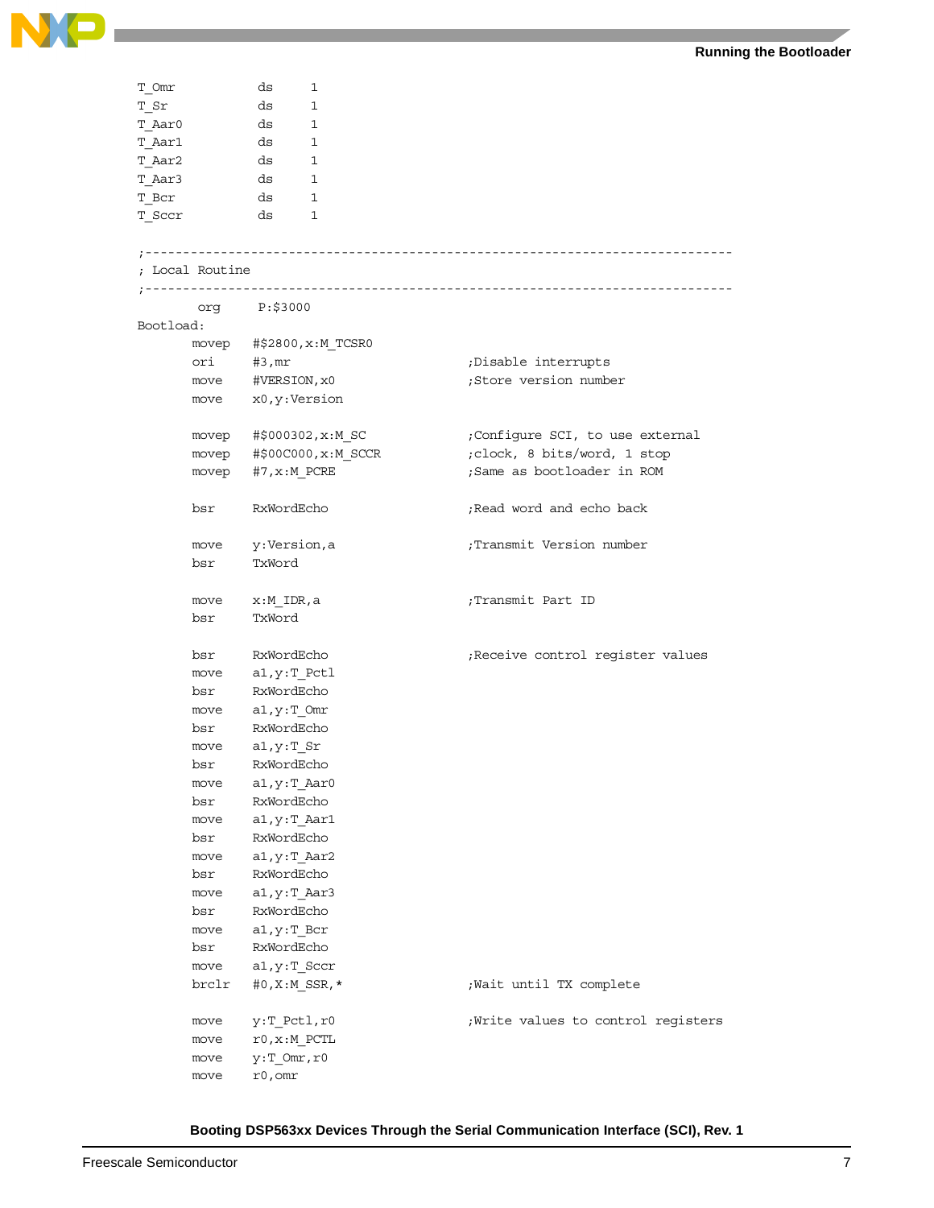```
T_Omr           ds      1
T_Sr            ds      1
T_Aar0          ds      1
T_Aar1          ds      1
T_Aar2          ds      1
T_Aar3          ds      1
T_Bcr           ds      1
T_Sccr          ds      1

;----------------------------------------------------------------------------
; Local Routine
;----------------------------------------------------------------------------
        org     P:$3000
Bootload:
        movep   #$2800,x:M_TCSR0
        ori     #3,mr                           ;Disable interrupts
        move    #VERSION,x0                     ;Store version number
        move    x0,y:Version

        movep   #$000302,x:M_SC                 ;Configure SCI, to use external
        movep   #$00C000,x:M_SCCR               ;clock, 8 bits/word, 1 stop
        movep   #7,x:M_PCRE                     ;Same as bootloader in ROM

        bsr     RxWordEcho                      ;Read word and echo back

        move    y:Version,a                     ;Transmit Version number
        bsr     TxWord

        move    x:M_IDR,a                       ;Transmit Part ID
        bsr     TxWord

        bsr     RxWordEcho                      ;Receive control register values
        move    a1,y:T_Pctl
        bsr     RxWordEcho
        move    a1,y:T_Omr
        bsr     RxWordEcho
        move    a1,y:T_Sr
        bsr     RxWordEcho
        move    a1,y:T_Aar0
        bsr     RxWordEcho
        move    a1,y:T_Aar1
        bsr     RxWordEcho
        move    a1,y:T_Aar2
        bsr     RxWordEcho
        move    a1,y:T_Aar3
        bsr     RxWordEcho
        move    a1,y:T_Bcr
        bsr     RxWordEcho
        move    a1,y:T_Sccr
        brclr   #0,X:M_SSR,*                    ;Wait until TX complete

        move    y:T_Pctl,r0                     ;Write values to control registers
        move    r0,x:M_PCTL
        move    y:T_Omr,r0
        move    r0,omr
```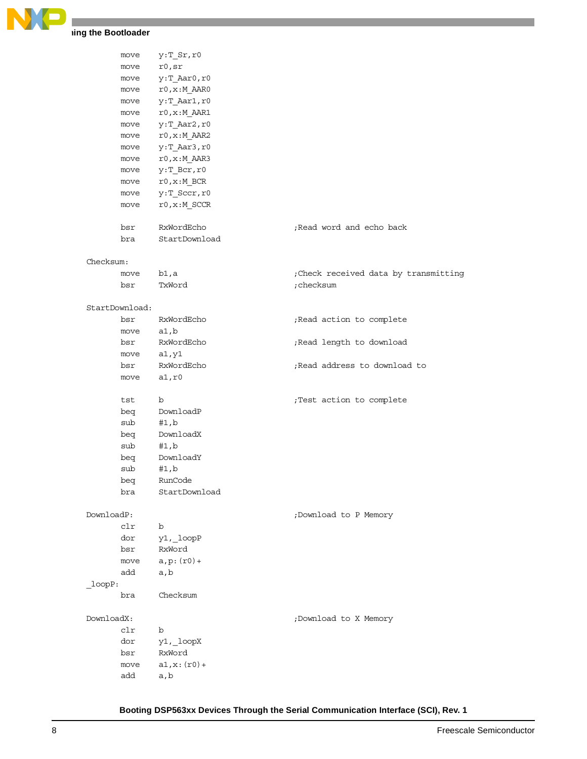```
        move    y:T_Sr,r0
        move    r0,sr
        move    y:T_Aar0,r0
        move    r0,x:M_AAR0
        move    y:T_Aar1,r0
        move    r0,x:M_AAR1
        move    y:T_Aar2,r0
        move    r0,x:M_AAR2
        move    y:T_Aar3,r0
        move    r0,x:M_AAR3
        move    y:T_Bcr,r0
        move    r0,x:M_BCR
        move    y:T_Sccr,r0
        move    r0,x:M_SCCR

        bsr     RxWordEcho                  ;Read word and echo back
        bra     StartDownload

Checksum:
        move    b1,a                        ;Check received data by transmitting
        bsr     TxWord                      ;checksum

StartDownload:
        bsr     RxWordEcho                  ;Read action to complete
        move    a1,b
        bsr     RxWordEcho                  ;Read length to download
        move    a1,y1
        bsr     RxWordEcho                  ;Read address to download to
        move    a1,r0

        tst     b                           ;Test action to complete
        beq     DownloadP
        sub     #1,b
        beq     DownloadX
        sub     #1,b
        beq     DownloadY
        sub     #1,b
        beq     RunCode
        bra     StartDownload

DownloadP:                                  ;Download to P Memory
        clr     b
        dor     y1,_loopP
        bsr     RxWord
        move    a,p:(r0)+
        add     a,b
_loopP:
        bra     Checksum

DownloadX:                                  ;Download to X Memory
        clr     b
        dor     y1,_loopX
        bsr     RxWord
        move    a1,x:(r0)+
        add     a,b
```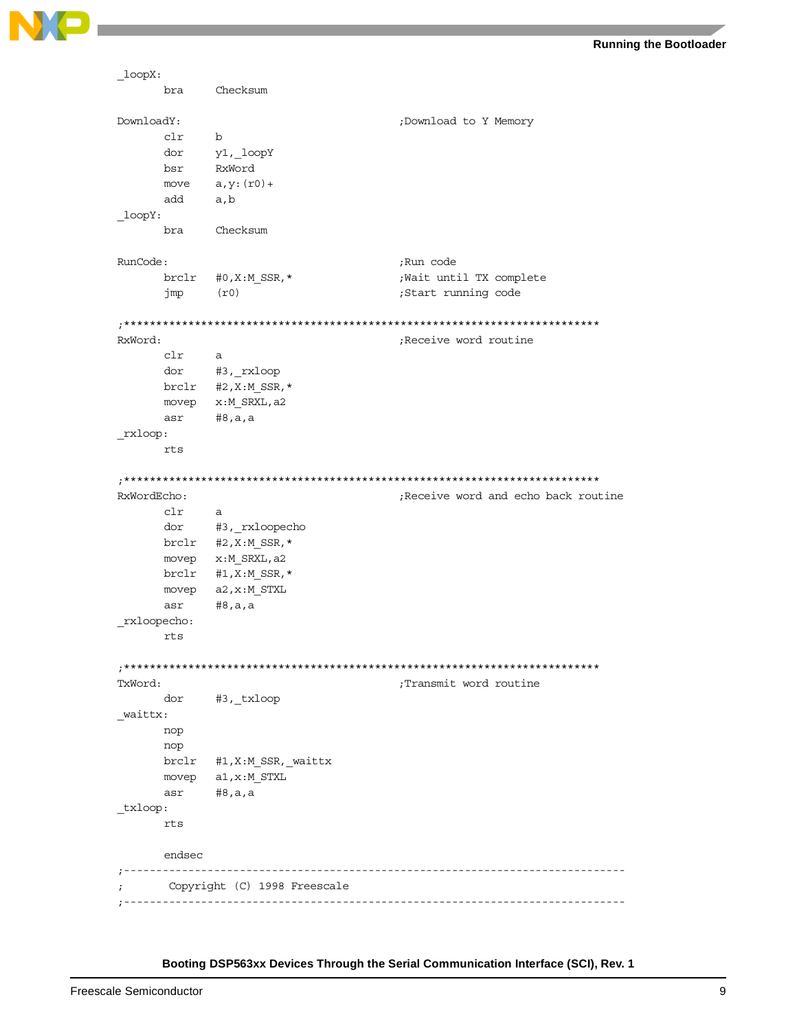```
_loopX:
        bra     Checksum

DownloadY:                                      ;Download to Y Memory
        clr     b
        dor     y1,_loopY
        bsr     RxWord
        move    a,y:(r0)+
        add     a,b
_loopY:
        bra     Checksum

RunCode:                                        ;Run code
        brclr   #0,X:M_SSR,*                    ;Wait until TX complete
        jmp     (r0)                            ;Start running code

;**************************************************************************
RxWord:                                         ;Receive word routine
        clr     a
        dor     #3,_rxloop
        brclr   #2,X:M_SSR,*
        movep   x:M_SRXL,a2
        asr     #8,a,a
_rxloop:
        rts

;**************************************************************************
RxWordEcho:                                     ;Receive word and echo back routine
        clr     a
        dor     #3,_rxloopecho
        brclr   #2,X:M_SSR,*
        movep   x:M_SRXL,a2
        brclr   #1,X:M_SSR,*
        movep   a2,x:M_STXL
        asr     #8,a,a
_rxloopecho:
        rts

;**************************************************************************
TxWord:                                         ;Transmit word routine
        dor     #3,_txloop
_waittx:
        nop
        nop
        brclr   #1,X:M_SSR,_waittx
        movep   a1,x:M_STXL
        asr     #8,a,a
_txloop:
        rts

        endsec
;-------------------------------------------------------------------------------
;       Copyright (C) 1998 Freescale
;-------------------------------------------------------------------------------
```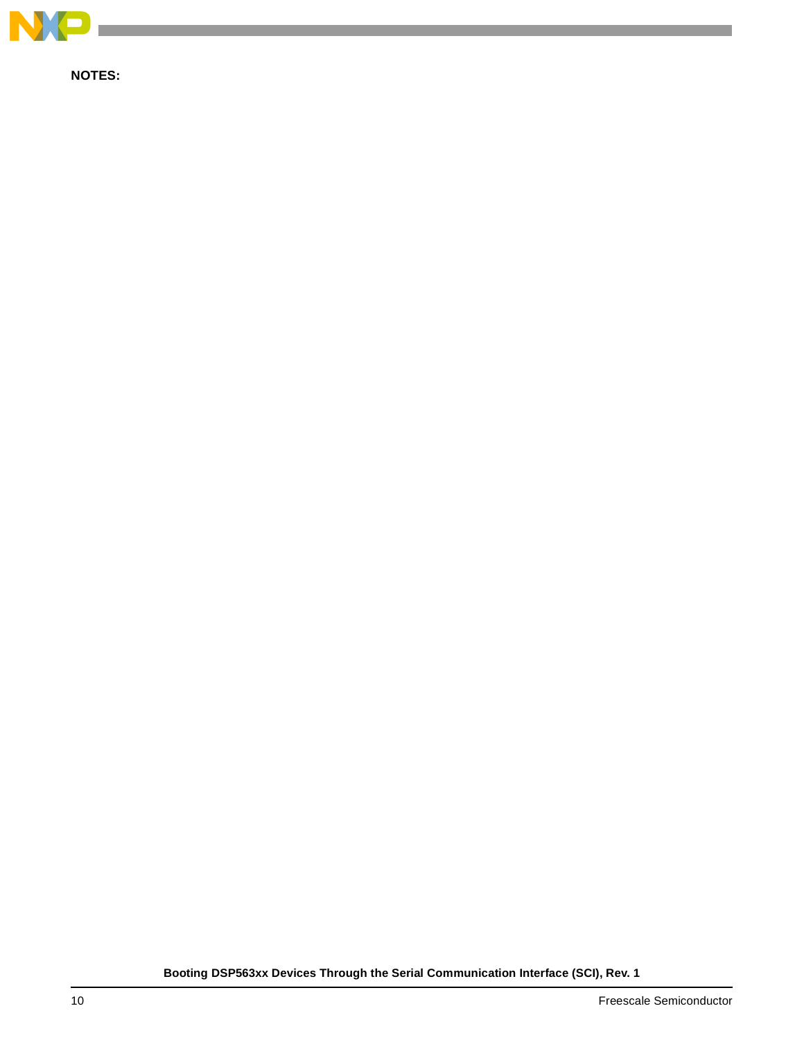**NOTES:**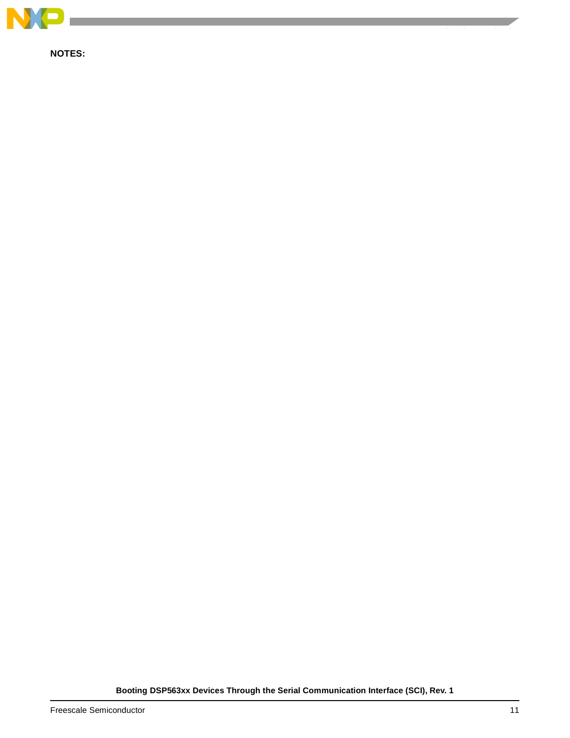**NOTES:**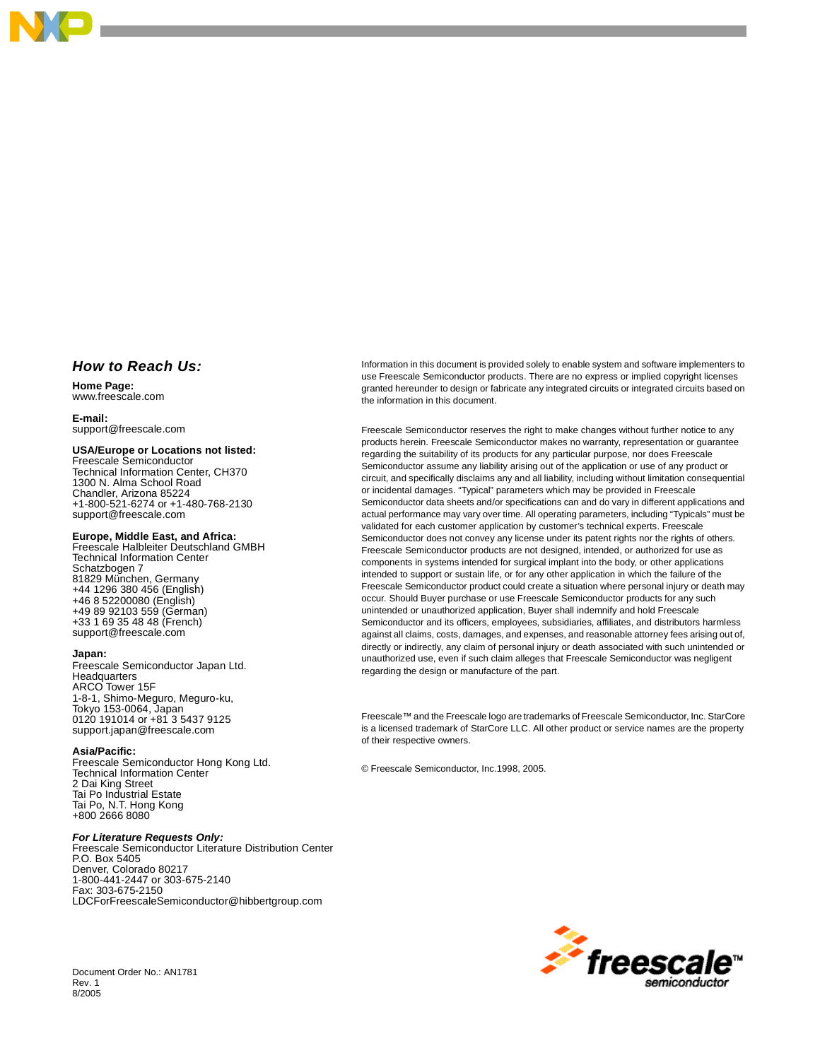## *How to Reach Us:*

**Home Page:**
www.freescale.com

**E-mail:**
support@freescale.com

**USA/Europe or Locations not listed:**
Freescale Semiconductor
Technical Information Center, CH370
1300 N. Alma School Road
Chandler, Arizona 85224
+1-800-521-6274 or +1-480-768-2130
support@freescale.com

**Europe, Middle East, and Africa:**
Freescale Halbleiter Deutschland GMBH
Technical Information Center
Schatzbogen 7
81829 München, Germany
+44 1296 380 456 (English)
+46 8 52200080 (English)
+49 89 92103 559 (German)
+33 1 69 35 48 48 (French)
support@freescale.com

**Japan:**
Freescale Semiconductor Japan Ltd.
Headquarters
ARCO Tower 15F
1-8-1, Shimo-Meguro, Meguro-ku,
Tokyo 153-0064, Japan
0120 191014 or +81 3 5437 9125
support.japan@freescale.com

**Asia/Pacific:**
Freescale Semiconductor Hong Kong Ltd.
Technical Information Center
2 Dai King Street
Tai Po Industrial Estate
Tai Po, N.T. Hong Kong
+800 2666 8080

***For Literature Requests Only:***
Freescale Semiconductor Literature Distribution Center
P.O. Box 5405
Denver, Colorado 80217
1-800-441-2447 or 303-675-2140
Fax: 303-675-2150
LDCForFreescaleSemiconductor@hibbertgroup.com

Information in this document is provided solely to enable system and software implementers to use Freescale Semiconductor products. There are no express or implied copyright licenses granted hereunder to design or fabricate any integrated circuits or integrated circuits based on the information in this document.

Freescale Semiconductor reserves the right to make changes without further notice to any products herein. Freescale Semiconductor makes no warranty, representation or guarantee regarding the suitability of its products for any particular purpose, nor does Freescale Semiconductor assume any liability arising out of the application or use of any product or circuit, and specifically disclaims any and all liability, including without limitation consequential or incidental damages. "Typical" parameters which may be provided in Freescale Semiconductor data sheets and/or specifications can and do vary in different applications and actual performance may vary over time. All operating parameters, including "Typicals" must be validated for each customer application by customer's technical experts. Freescale Semiconductor does not convey any license under its patent rights nor the rights of others. Freescale Semiconductor products are not designed, intended, or authorized for use as components in systems intended for surgical implant into the body, or other applications intended to support or sustain life, or for any other application in which the failure of the Freescale Semiconductor product could create a situation where personal injury or death may occur. Should Buyer purchase or use Freescale Semiconductor products for any such unintended or unauthorized application, Buyer shall indemnify and hold Freescale Semiconductor and its officers, employees, subsidiaries, affiliates, and distributors harmless against all claims, costs, damages, and expenses, and reasonable attorney fees arising out of, directly or indirectly, any claim of personal injury or death associated with such unintended or unauthorized use, even if such claim alleges that Freescale Semiconductor was negligent regarding the design or manufacture of the part.

Freescale™ and the Freescale logo are trademarks of Freescale Semiconductor, Inc. StarCore is a licensed trademark of StarCore LLC. All other product or service names are the property of their respective owners.

© Freescale Semiconductor, Inc.1998, 2005.

Document Order No.: AN1781
Rev. 1
8/2005